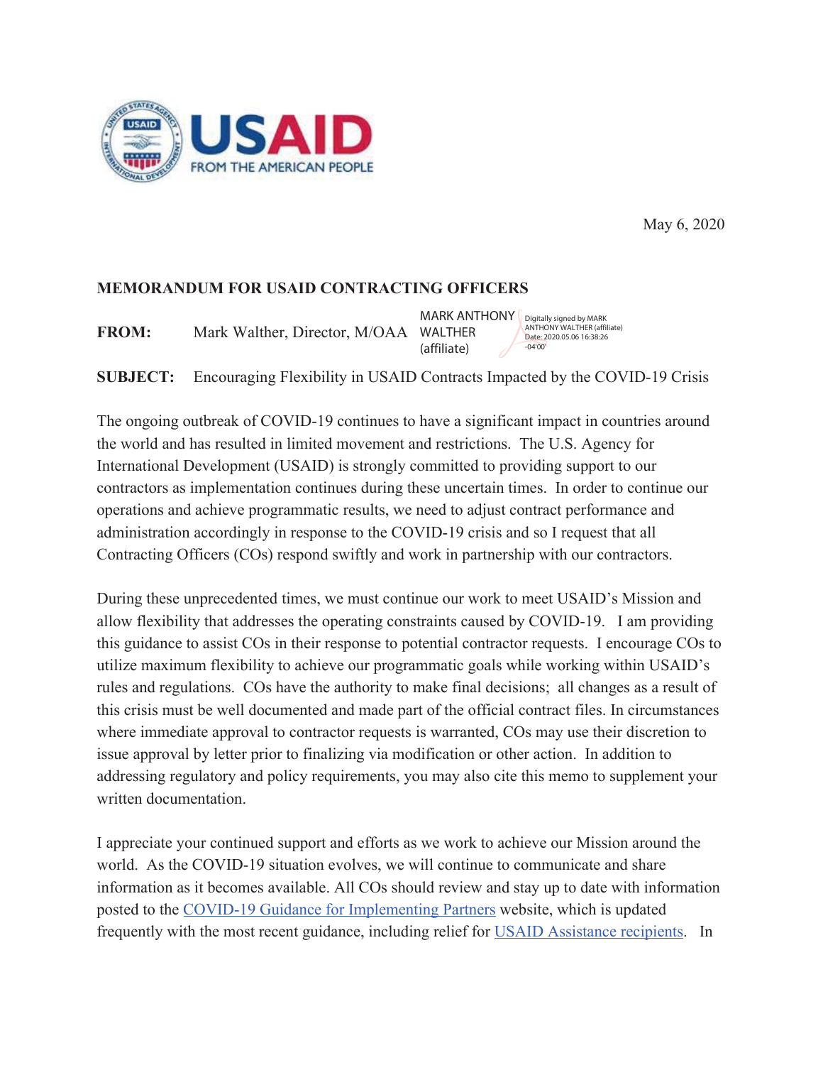USAID FROM THE AMERICAN PEOPLE

May 6, 2020

**MEMORANDUM FOR USAID CONTRACTING OFFICERS**

**FROM:** Mark Walther, Director, M/OAA MARK ANTHONY WALTHER (affiliate) Digitally signed by MARK ANTHONY WALTHER (affiliate) Date: 2020.05.06 16:38:26 -04'00'

**SUBJECT:** Encouraging Flexibility in USAID Contracts Impacted by the COVID-19 Crisis

The ongoing outbreak of COVID-19 continues to have a significant impact in countries around the world and has resulted in limited movement and restrictions. The U.S. Agency for International Development (USAID) is strongly committed to providing support to our contractors as implementation continues during these uncertain times. In order to continue our operations and achieve programmatic results, we need to adjust contract performance and administration accordingly in response to the COVID-19 crisis and so I request that all Contracting Officers (COs) respond swiftly and work in partnership with our contractors.

During these unprecedented times, we must continue our work to meet USAID's Mission and allow flexibility that addresses the operating constraints caused by COVID-19. I am providing this guidance to assist COs in their response to potential contractor requests. I encourage COs to utilize maximum flexibility to achieve our programmatic goals while working within USAID's rules and regulations. COs have the authority to make final decisions; all changes as a result of this crisis must be well documented and made part of the official contract files. In circumstances where immediate approval to contractor requests is warranted, COs may use their discretion to issue approval by letter prior to finalizing via modification or other action. In addition to addressing regulatory and policy requirements, you may also cite this memo to supplement your written documentation.

I appreciate your continued support and efforts as we work to achieve our Mission around the world. As the COVID-19 situation evolves, we will continue to communicate and share information as it becomes available. All COs should review and stay up to date with information posted to the COVID-19 Guidance for Implementing Partners website, which is updated frequently with the most recent guidance, including relief for USAID Assistance recipients. In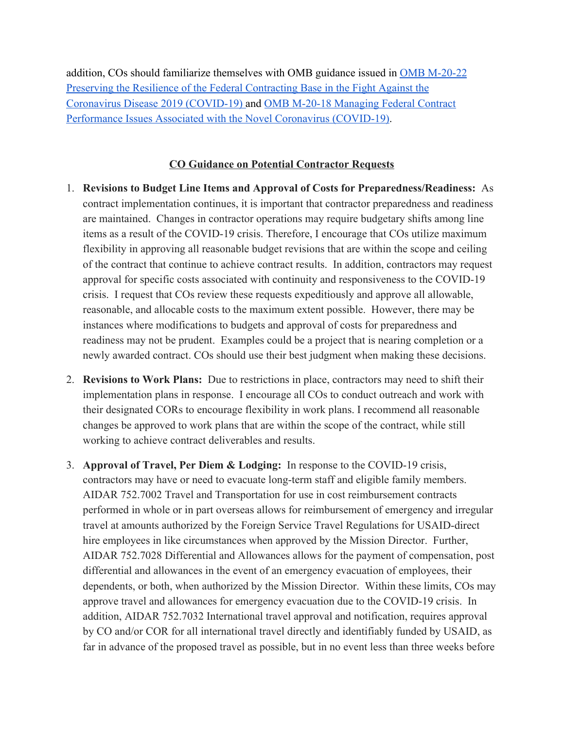addition, COs should familiarize themselves with OMB guidance issued in [OMB M-20-22 Preserving the Resilience of the Federal Contracting Base in the Fight Against the Coronavirus Disease 2019 (COVID-19)]() and [OMB M-20-18 Managing Federal Contract Performance Issues Associated with the Novel Coronavirus (COVID-19)]().

## CO Guidance on Potential Contractor Requests

1. **Revisions to Budget Line Items and Approval of Costs for Preparedness/Readiness:** As contract implementation continues, it is important that contractor preparedness and readiness are maintained. Changes in contractor operations may require budgetary shifts among line items as a result of the COVID-19 crisis. Therefore, I encourage that COs utilize maximum flexibility in approving all reasonable budget revisions that are within the scope and ceiling of the contract that continue to achieve contract results. In addition, contractors may request approval for specific costs associated with continuity and responsiveness to the COVID-19 crisis. I request that COs review these requests expeditiously and approve all allowable, reasonable, and allocable costs to the maximum extent possible. However, there may be instances where modifications to budgets and approval of costs for preparedness and readiness may not be prudent. Examples could be a project that is nearing completion or a newly awarded contract. COs should use their best judgment when making these decisions.

2. **Revisions to Work Plans:** Due to restrictions in place, contractors may need to shift their implementation plans in response. I encourage all COs to conduct outreach and work with their designated CORs to encourage flexibility in work plans. I recommend all reasonable changes be approved to work plans that are within the scope of the contract, while still working to achieve contract deliverables and results.

3. **Approval of Travel, Per Diem & Lodging:** In response to the COVID-19 crisis, contractors may have or need to evacuate long-term staff and eligible family members. AIDAR 752.7002 Travel and Transportation for use in cost reimbursement contracts performed in whole or in part overseas allows for reimbursement of emergency and irregular travel at amounts authorized by the Foreign Service Travel Regulations for USAID-direct hire employees in like circumstances when approved by the Mission Director. Further, AIDAR 752.7028 Differential and Allowances allows for the payment of compensation, post differential and allowances in the event of an emergency evacuation of employees, their dependents, or both, when authorized by the Mission Director. Within these limits, COs may approve travel and allowances for emergency evacuation due to the COVID-19 crisis. In addition, AIDAR 752.7032 International travel approval and notification, requires approval by CO and/or COR for all international travel directly and identifiably funded by USAID, as far in advance of the proposed travel as possible, but in no event less than three weeks before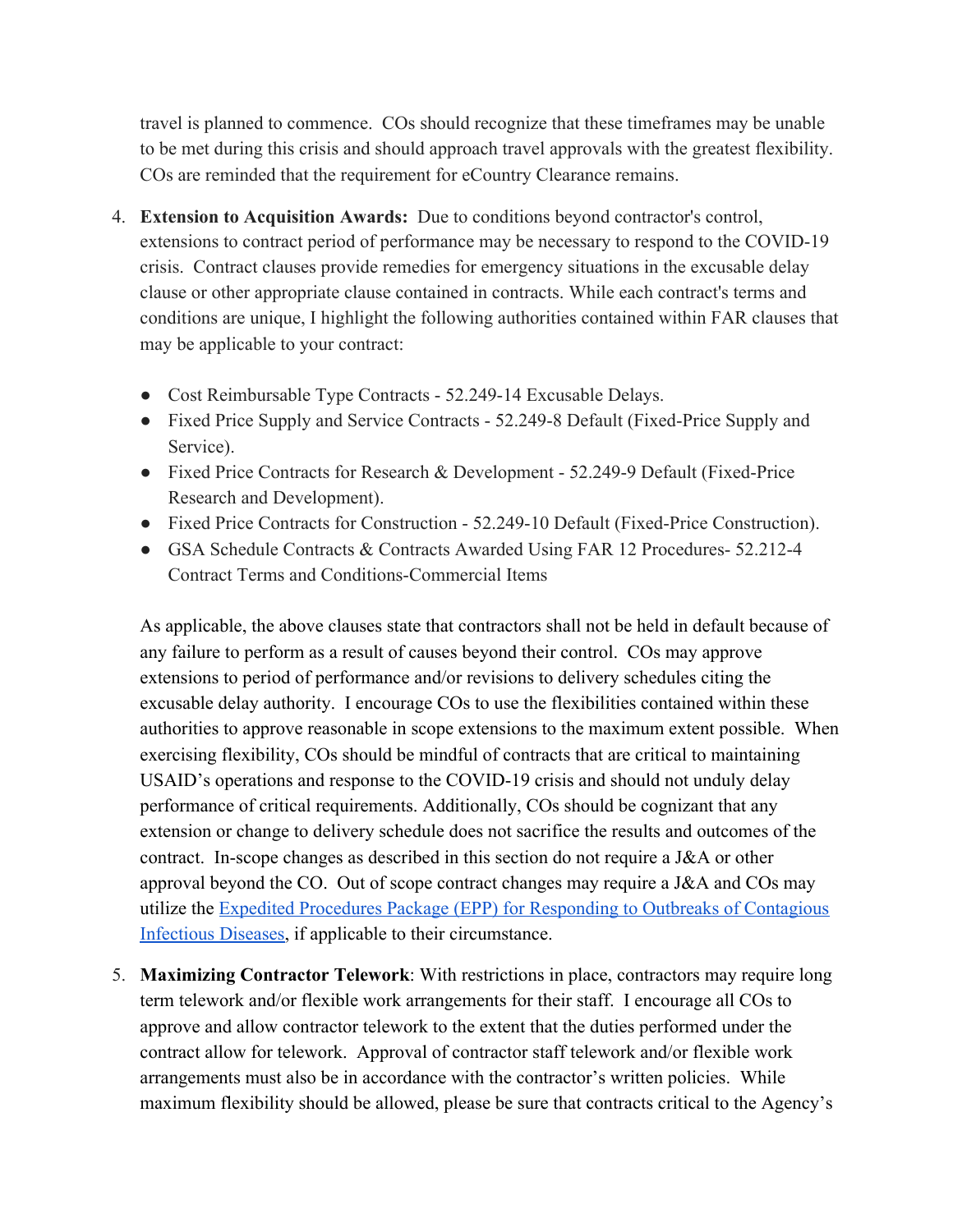travel is planned to commence. COs should recognize that these timeframes may be unable to be met during this crisis and should approach travel approvals with the greatest flexibility. COs are reminded that the requirement for eCountry Clearance remains.

4. **Extension to Acquisition Awards:** Due to conditions beyond contractor's control, extensions to contract period of performance may be necessary to respond to the COVID-19 crisis. Contract clauses provide remedies for emergency situations in the excusable delay clause or other appropriate clause contained in contracts. While each contract's terms and conditions are unique, I highlight the following authorities contained within FAR clauses that may be applicable to your contract:

   - Cost Reimbursable Type Contracts - 52.249-14 Excusable Delays.
   - Fixed Price Supply and Service Contracts - 52.249-8 Default (Fixed-Price Supply and Service).
   - Fixed Price Contracts for Research & Development - 52.249-9 Default (Fixed-Price Research and Development).
   - Fixed Price Contracts for Construction - 52.249-10 Default (Fixed-Price Construction).
   - GSA Schedule Contracts & Contracts Awarded Using FAR 12 Procedures- 52.212-4 Contract Terms and Conditions-Commercial Items

   As applicable, the above clauses state that contractors shall not be held in default because of any failure to perform as a result of causes beyond their control. COs may approve extensions to period of performance and/or revisions to delivery schedules citing the excusable delay authority. I encourage COs to use the flexibilities contained within these authorities to approve reasonable in scope extensions to the maximum extent possible. When exercising flexibility, COs should be mindful of contracts that are critical to maintaining USAID's operations and response to the COVID-19 crisis and should not unduly delay performance of critical requirements. Additionally, COs should be cognizant that any extension or change to delivery schedule does not sacrifice the results and outcomes of the contract. In-scope changes as described in this section do not require a J&A or other approval beyond the CO. Out of scope contract changes may require a J&A and COs may utilize the Expedited Procedures Package (EPP) for Responding to Outbreaks of Contagious Infectious Diseases, if applicable to their circumstance.

5. **Maximizing Contractor Telework**: With restrictions in place, contractors may require long term telework and/or flexible work arrangements for their staff. I encourage all COs to approve and allow contractor telework to the extent that the duties performed under the contract allow for telework. Approval of contractor staff telework and/or flexible work arrangements must also be in accordance with the contractor's written policies. While maximum flexibility should be allowed, please be sure that contracts critical to the Agency's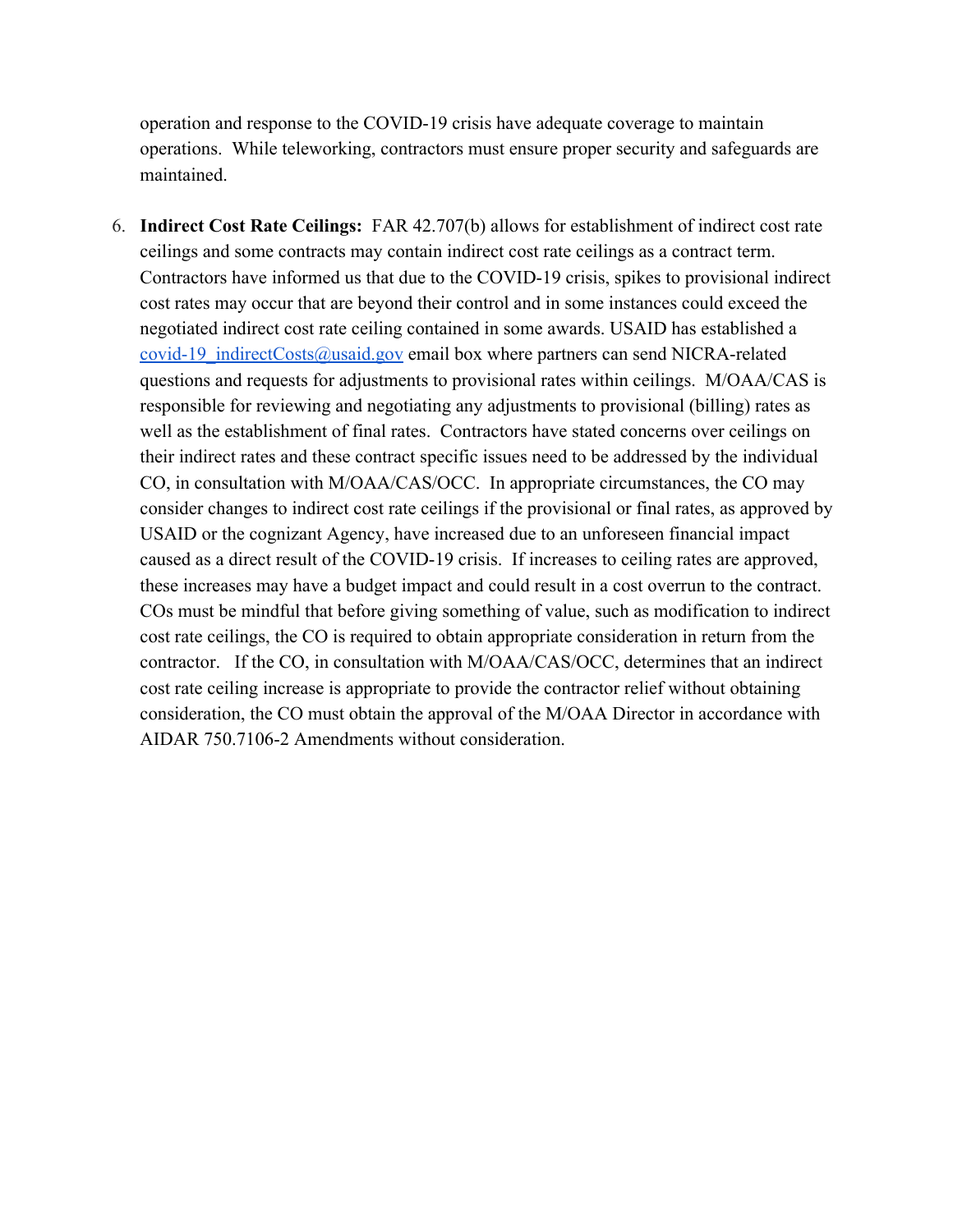operation and response to the COVID-19 crisis have adequate coverage to maintain operations. While teleworking, contractors must ensure proper security and safeguards are maintained.

6. **Indirect Cost Rate Ceilings:** FAR 42.707(b) allows for establishment of indirect cost rate ceilings and some contracts may contain indirect cost rate ceilings as a contract term. Contractors have informed us that due to the COVID-19 crisis, spikes to provisional indirect cost rates may occur that are beyond their control and in some instances could exceed the negotiated indirect cost rate ceiling contained in some awards. USAID has established a covid-19_indirectCosts@usaid.gov email box where partners can send NICRA-related questions and requests for adjustments to provisional rates within ceilings. M/OAA/CAS is responsible for reviewing and negotiating any adjustments to provisional (billing) rates as well as the establishment of final rates. Contractors have stated concerns over ceilings on their indirect rates and these contract specific issues need to be addressed by the individual CO, in consultation with M/OAA/CAS/OCC. In appropriate circumstances, the CO may consider changes to indirect cost rate ceilings if the provisional or final rates, as approved by USAID or the cognizant Agency, have increased due to an unforeseen financial impact caused as a direct result of the COVID-19 crisis. If increases to ceiling rates are approved, these increases may have a budget impact and could result in a cost overrun to the contract. COs must be mindful that before giving something of value, such as modification to indirect cost rate ceilings, the CO is required to obtain appropriate consideration in return from the contractor. If the CO, in consultation with M/OAA/CAS/OCC, determines that an indirect cost rate ceiling increase is appropriate to provide the contractor relief without obtaining consideration, the CO must obtain the approval of the M/OAA Director in accordance with AIDAR 750.7106-2 Amendments without consideration.